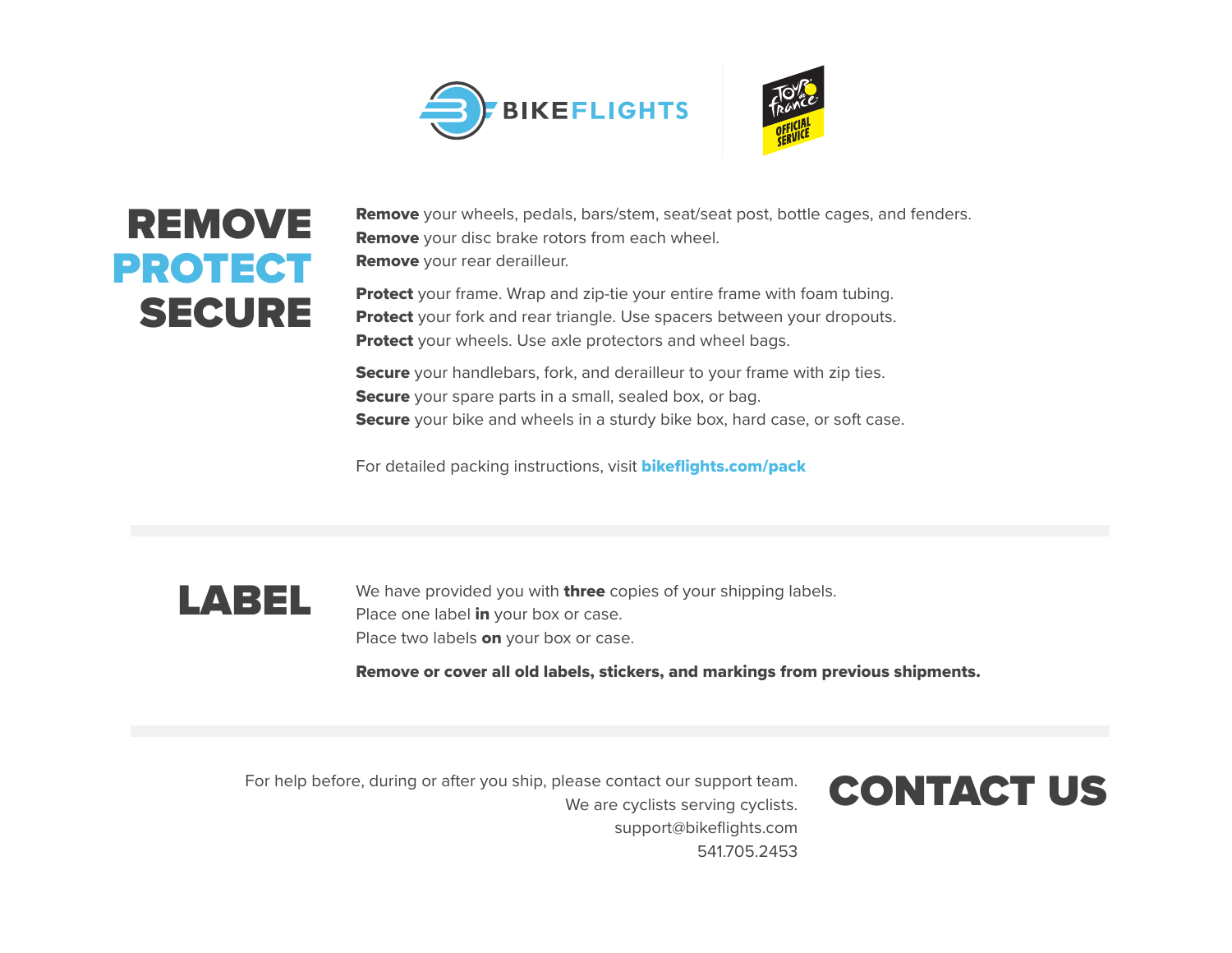# REMOVE PROTECT SECURE

**Remove** your wheels, pedals, bars/stem, seat/seat post, bottle cages, and fenders.
**Remove** your disc brake rotors from each wheel.
**Remove** your rear derailleur.

**Protect** your frame. Wrap and zip-tie your entire frame with foam tubing.
**Protect** your fork and rear triangle. Use spacers between your dropouts.
**Protect** your wheels. Use axle protectors and wheel bags.

**Secure** your handlebars, fork, and derailleur to your frame with zip ties.
**Secure** your spare parts in a small, sealed box, or bag.
**Secure** your bike and wheels in a sturdy bike box, hard case, or soft case.

For detailed packing instructions, visit **bikeflights.com/pack**

# LABEL

We have provided you with **three** copies of your shipping labels.
Place one label **in** your box or case.
Place two labels **on** your box or case.

**Remove or cover all old labels, stickers, and markings from previous shipments.**

# CONTACT US

For help before, during or after you ship, please contact our support team.
We are cyclists serving cyclists.
support@bikeflights.com
541.705.2453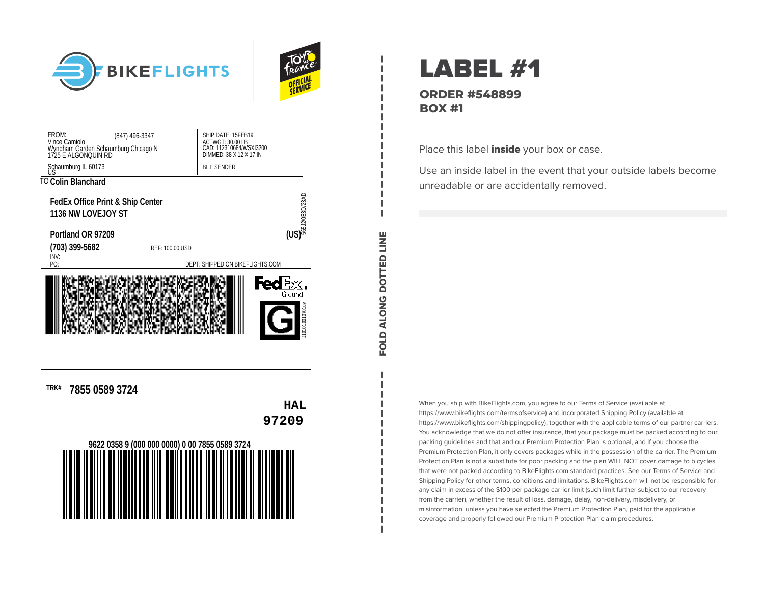BIKEFLIGHTS

Tour de France OFFICIAL SERVICE

FROM: (847) 496-3347
Vince Camiolo
Wyndham Garden Schaumburg Chicago N
1725 E ALGONQUIN RD

Schaumburg IL 60173
US

SHIP DATE: 15FEB19
ACTWGT: 30.00 LB
CAD: 112310684/WSXI3200
DIMMED: 38 X 12 X 17 IN

BILL SENDER

TO **Colin Blanchard**

**FedEx Office Print & Ship Center**
**1136 NW LOVEJOY ST**

**Portland OR 97209** **(US)**

565J2/0E3D/23AD

**(703) 399-5682** REF: 100.00 USD
INV:
PO: DEPT: SHIPPED ON BIKEFLIGHTS.COM

FedEx Ground

G

J19101901070 1uv

**TRK# 7855 0589 3724**

**HAL**
**97209**

**9622 0358 9 (000 000 0000) 0 00 7855 0589 3724**

FOLD ALONG DOTTED LINE

# LABEL #1

## ORDER #548899
## BOX #1

Place this label **inside** your box or case.

Use an inside label in the event that your outside labels become unreadable or are accidentally removed.

When you ship with BikeFlights.com, you agree to our Terms of Service (available at https://www.bikeflights.com/termsofservice) and incorporated Shipping Policy (available at https://www.bikeflights.com/shippingpolicy), together with the applicable terms of our partner carriers. You acknowledge that we do not offer insurance, that your package must be packed according to our packing guidelines and that and our Premium Protection Plan is optional, and if you choose the Premium Protection Plan, it only covers packages while in the possession of the carrier. The Premium Protection Plan is not a substitute for poor packing and the plan WILL NOT cover damage to bicycles that were not packed according to BikeFlights.com standard practices. See our Terms of Service and Shipping Policy for other terms, conditions and limitations. BikeFlights.com will not be responsible for any claim in excess of the $100 per package carrier limit (such limit further subject to our recovery from the carrier), whether the result of loss, damage, delay, non-delivery, misdelivery, or misinformation, unless you have selected the Premium Protection Plan, paid for the applicable coverage and properly followed our Premium Protection Plan claim procedures.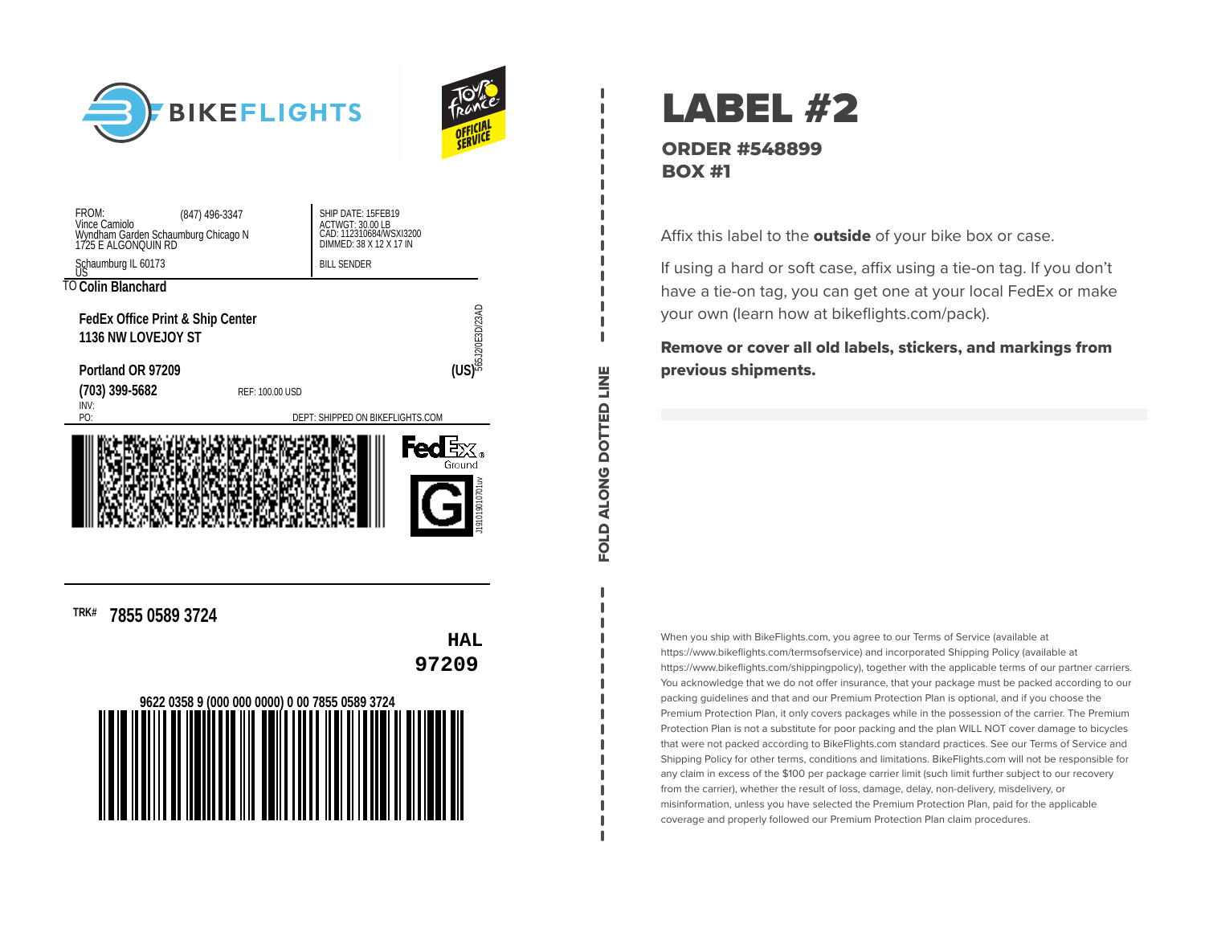BIKEFLIGHTS

Tour de France OFFICIAL SERVICE

FROM: (847) 496-3347
Vince Camiolo
Wyndham Garden Schaumburg Chicago N
1725 E ALGONQUIN RD
Schaumburg IL 60173
US

SHIP DATE: 15FEB19
ACTWGT: 30.00 LB
CAD: 112310684/WSXI3200
DIMMED: 38 X 12 X 17 IN

BILL SENDER

TO **Colin Blanchard**

**FedEx Office Print & Ship Center**
**1136 NW LOVEJOY ST**

**Portland OR 97209** **(US)**

**(703) 399-5682** REF: 100.00 USD

INV:
PO: DEPT: SHIPPED ON BIKEFLIGHTS.COM

565J2/0E3D/23AD

FedEx Ground

G

J19101901070Iuv

**TRK#** **7855 0589 3724**

**HAL**
**97209**

**9622 0358 9 (000 000 0000) 0 00 7855 0589 3724**

FOLD ALONG DOTTED LINE

# LABEL #2

## ORDER #548899
## BOX #1

Affix this label to the **outside** of your bike box or case.

If using a hard or soft case, affix using a tie-on tag. If you don't have a tie-on tag, you can get one at your local FedEx or make your own (learn how at bikeflights.com/pack).

**Remove or cover all old labels, stickers, and markings from previous shipments.**

When you ship with BikeFlights.com, you agree to our Terms of Service (available at https://www.bikeflights.com/termsofservice) and incorporated Shipping Policy (available at https://www.bikeflights.com/shippingpolicy), together with the applicable terms of our partner carriers. You acknowledge that we do not offer insurance, that your package must be packed according to our packing guidelines and that and our Premium Protection Plan is optional, and if you choose the Premium Protection Plan, it only covers packages while in the possession of the carrier. The Premium Protection Plan is not a substitute for poor packing and the plan WILL NOT cover damage to bicycles that were not packed according to BikeFlights.com standard practices. See our Terms of Service and Shipping Policy for other terms, conditions and limitations. BikeFlights.com will not be responsible for any claim in excess of the $100 per package carrier limit (such limit further subject to our recovery from the carrier), whether the result of loss, damage, delay, non-delivery, misdelivery, or misinformation, unless you have selected the Premium Protection Plan, paid for the applicable coverage and properly followed our Premium Protection Plan claim procedures.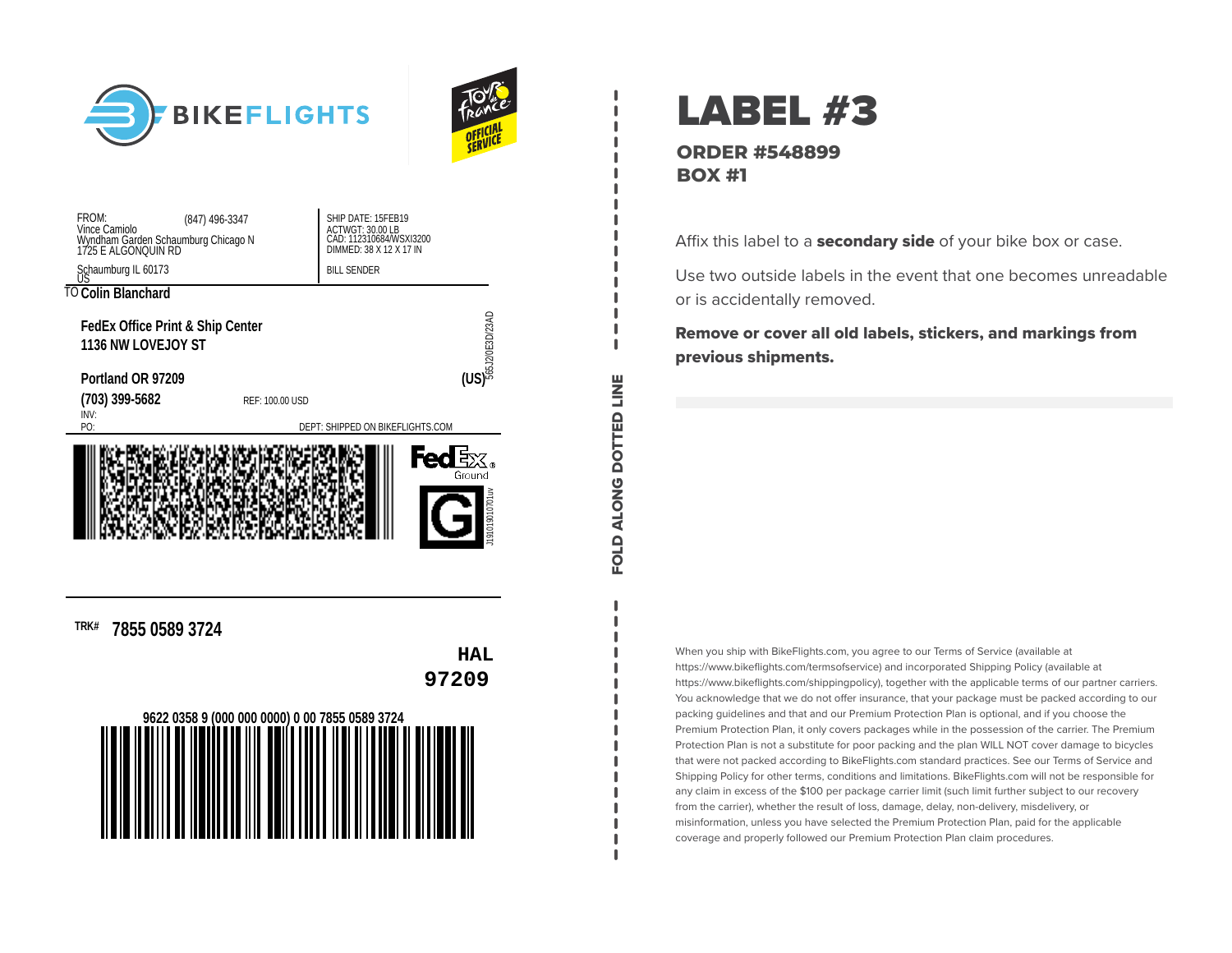BIKEFLIGHTS

TOUR de FRANCE OFFICIAL SERVICE

FROM: (847) 496-3347
Vince Camiolo
Wyndham Garden Schaumburg Chicago N
1725 E ALGONQUIN RD

Schaumburg IL 60173
US

SHIP DATE: 15FEB19
ACTWGT: 30.00 LB
CAD: 112310684/WSXI3200
DIMMED: 38 X 12 X 17 IN

BILL SENDER

TO **Colin Blanchard**

**FedEx Office Print & Ship Center**
**1136 NW LOVEJOY ST**

**Portland OR 97209** **(US)**

**(703) 399-5682** REF: 100.00 USD

INV:
PO: DEPT: SHIPPED ON BIKEFLIGHTS.COM

565J2/0E3D/23AD

FedEx Ground

G

J191019010701uv

TRK# **7855 0589 3724**

**HAL**
**97209**

9622 0358 9 (000 000 0000) 0 00 7855 0589 3724

FOLD ALONG DOTTED LINE

# LABEL #3

**ORDER #548899**
**BOX #1**

Affix this label to a **secondary side** of your bike box or case.

Use two outside labels in the event that one becomes unreadable or is accidentally removed.

**Remove or cover all old labels, stickers, and markings from previous shipments.**

When you ship with BikeFlights.com, you agree to our Terms of Service (available at https://www.bikeflights.com/termsofservice) and incorporated Shipping Policy (available at https://www.bikeflights.com/shippingpolicy), together with the applicable terms of our partner carriers. You acknowledge that we do not offer insurance, that your package must be packed according to our packing guidelines and that and our Premium Protection Plan is optional, and if you choose the Premium Protection Plan, it only covers packages while in the possession of the carrier. The Premium Protection Plan is not a substitute for poor packing and the plan WILL NOT cover damage to bicycles that were not packed according to BikeFlights.com standard practices. See our Terms of Service and Shipping Policy for other terms, conditions and limitations. BikeFlights.com will not be responsible for any claim in excess of the $100 per package carrier limit (such limit further subject to our recovery from the carrier), whether the result of loss, damage, delay, non-delivery, misdelivery, or misinformation, unless you have selected the Premium Protection Plan, paid for the applicable coverage and properly followed our Premium Protection Plan claim procedures.